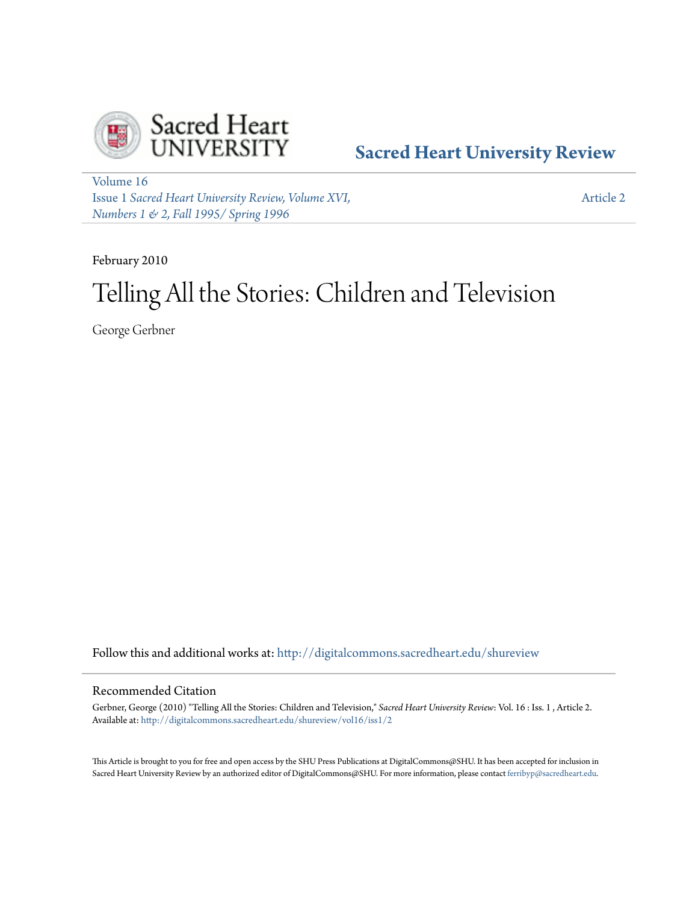Sacred Heart University Review

Volume 16
Issue 1 *Sacred Heart University Review, Volume XVI, Numbers 1 & 2, Fall 1995/ Spring 1996*

Article 2

February 2010

# Telling All the Stories: Children and Television

George Gerbner

Follow this and additional works at: http://digitalcommons.sacredheart.edu/shureview

## Recommended Citation

Gerbner, George (2010) "Telling All the Stories: Children and Television," *Sacred Heart University Review*: Vol. 16 : Iss. 1 , Article 2.
Available at: http://digitalcommons.sacredheart.edu/shureview/vol16/iss1/2

This Article is brought to you for free and open access by the SHU Press Publications at DigitalCommons@SHU. It has been accepted for inclusion in Sacred Heart University Review by an authorized editor of DigitalCommons@SHU. For more information, please contact ferribyp@sacredheart.edu.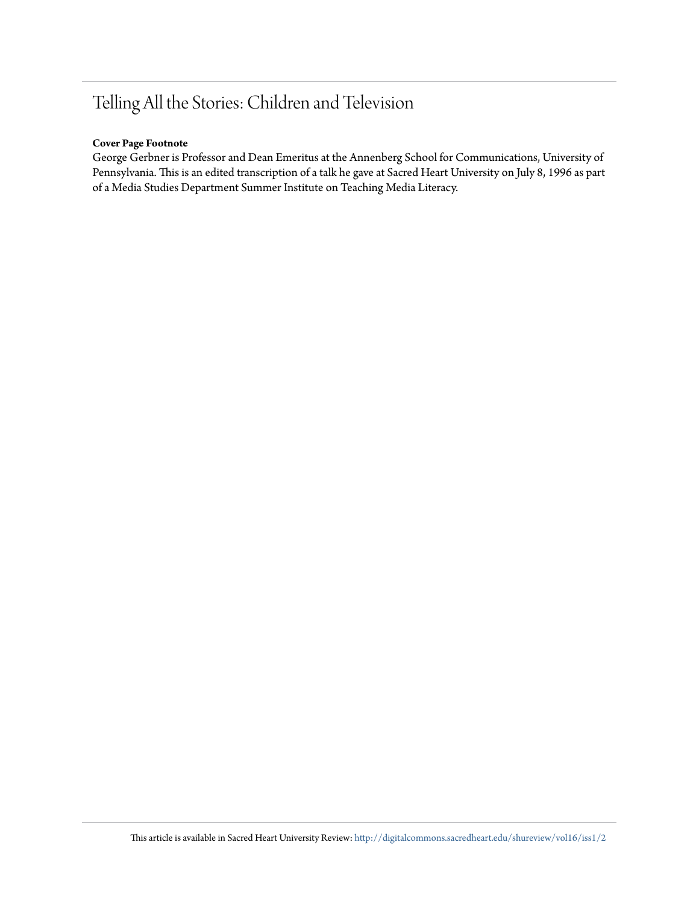# Telling All the Stories: Children and Television

**Cover Page Footnote**

George Gerbner is Professor and Dean Emeritus at the Annenberg School for Communications, University of Pennsylvania. This is an edited transcription of a talk he gave at Sacred Heart University on July 8, 1996 as part of a Media Studies Department Summer Institute on Teaching Media Literacy.

This article is available in Sacred Heart University Review: http://digitalcommons.sacredheart.edu/shureview/vol16/iss1/2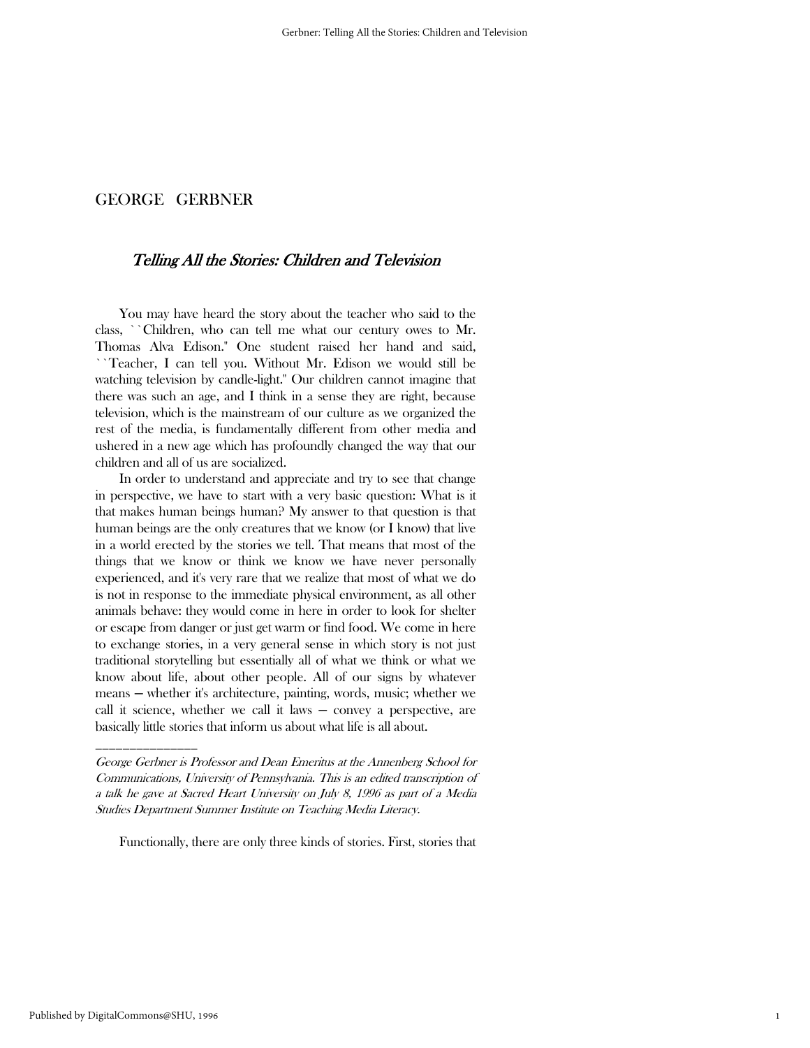# GEORGE GERBNER

## *Telling All the Stories: Children and Television*

You may have heard the story about the teacher who said to the class, ``Children, who can tell me what our century owes to Mr. Thomas Alva Edison." One student raised her hand and said, ``Teacher, I can tell you. Without Mr. Edison we would still be watching television by candle-light." Our children cannot imagine that there was such an age, and I think in a sense they are right, because television, which is the mainstream of our culture as we organized the rest of the media, is fundamentally different from other media and ushered in a new age which has profoundly changed the way that our children and all of us are socialized.

In order to understand and appreciate and try to see that change in perspective, we have to start with a very basic question: What is it that makes human beings human? My answer to that question is that human beings are the only creatures that we know (or I know) that live in a world erected by the stories we tell. That means that most of the things that we know or think we know we have never personally experienced, and it's very rare that we realize that most of what we do is not in response to the immediate physical environment, as all other animals behave: they would come in here in order to look for shelter or escape from danger or just get warm or find food. We come in here to exchange stories, in a very general sense in which story is not just traditional storytelling but essentially all of what we think or what we know about life, about other people. All of our signs by whatever means — whether it's architecture, painting, words, music; whether we call it science, whether we call it laws — convey a perspective, are basically little stories that inform us about what life is all about.

---

*George Gerbner is Professor and Dean Emeritus at the Annenberg School for Communications, University of Pennsylvania. This is an edited transcription of a talk he gave at Sacred Heart University on July 8, 1996 as part of a Media Studies Department Summer Institute on Teaching Media Literacy.*

Functionally, there are only three kinds of stories. First, stories that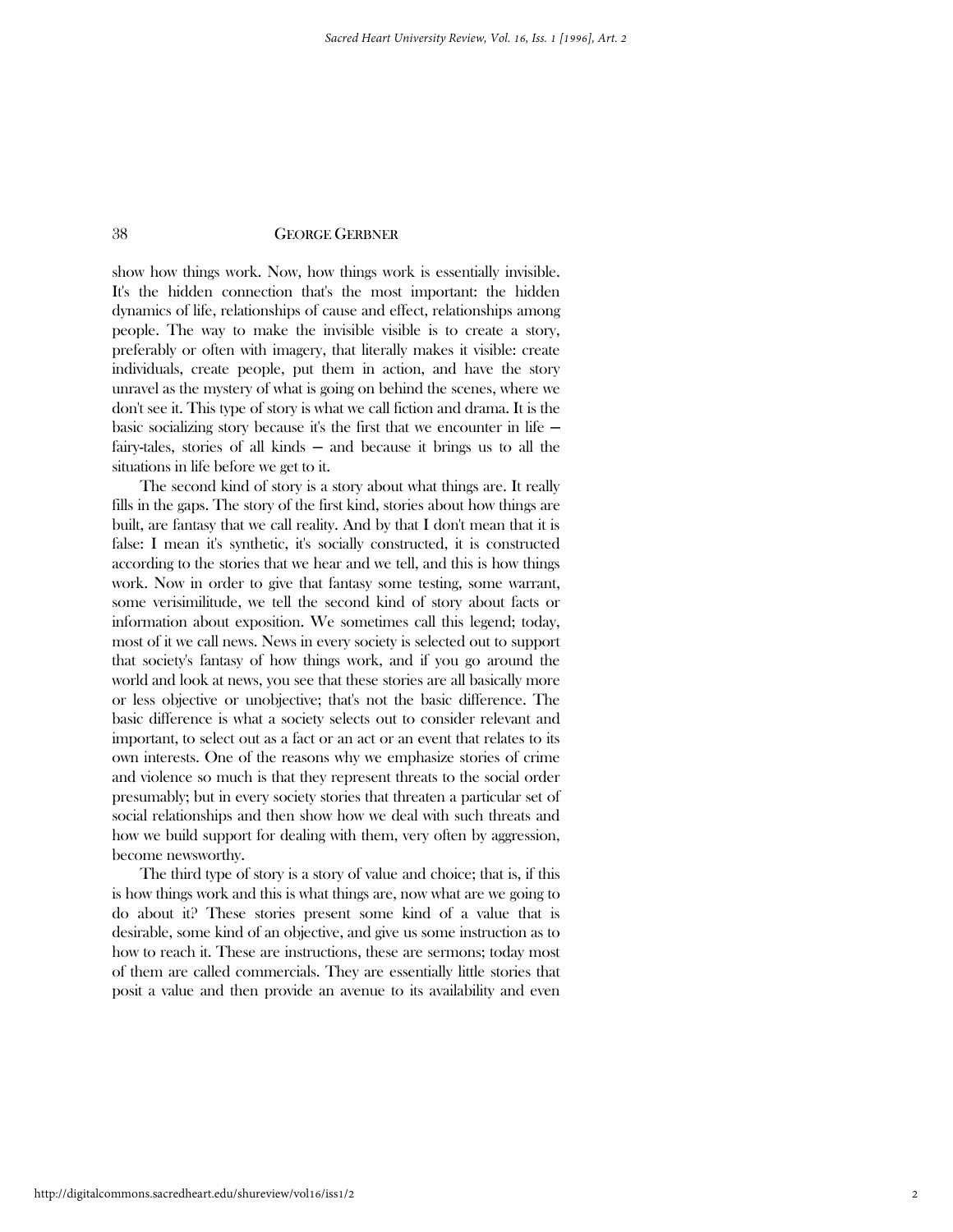show how things work. Now, how things work is essentially invisible. It's the hidden connection that's the most important: the hidden dynamics of life, relationships of cause and effect, relationships among people. The way to make the invisible visible is to create a story, preferably or often with imagery, that literally makes it visible: create individuals, create people, put them in action, and have the story unravel as the mystery of what is going on behind the scenes, where we don't see it. This type of story is what we call fiction and drama. It is the basic socializing story because it's the first that we encounter in life — fairy-tales, stories of all kinds — and because it brings us to all the situations in life before we get to it.

The second kind of story is a story about what things are. It really fills in the gaps. The story of the first kind, stories about how things are built, are fantasy that we call reality. And by that I don't mean that it is false: I mean it's synthetic, it's socially constructed, it is constructed according to the stories that we hear and we tell, and this is how things work. Now in order to give that fantasy some testing, some warrant, some verisimilitude, we tell the second kind of story about facts or information about exposition. We sometimes call this legend; today, most of it we call news. News in every society is selected out to support that society's fantasy of how things work, and if you go around the world and look at news, you see that these stories are all basically more or less objective or unobjective; that's not the basic difference. The basic difference is what a society selects out to consider relevant and important, to select out as a fact or an act or an event that relates to its own interests. One of the reasons why we emphasize stories of crime and violence so much is that they represent threats to the social order presumably; but in every society stories that threaten a particular set of social relationships and then show how we deal with such threats and how we build support for dealing with them, very often by aggression, become newsworthy.

The third type of story is a story of value and choice; that is, if this is how things work and this is what things are, now what are we going to do about it? These stories present some kind of a value that is desirable, some kind of an objective, and give us some instruction as to how to reach it. These are instructions, these are sermons; today most of them are called commercials. They are essentially little stories that posit a value and then provide an avenue to its availability and even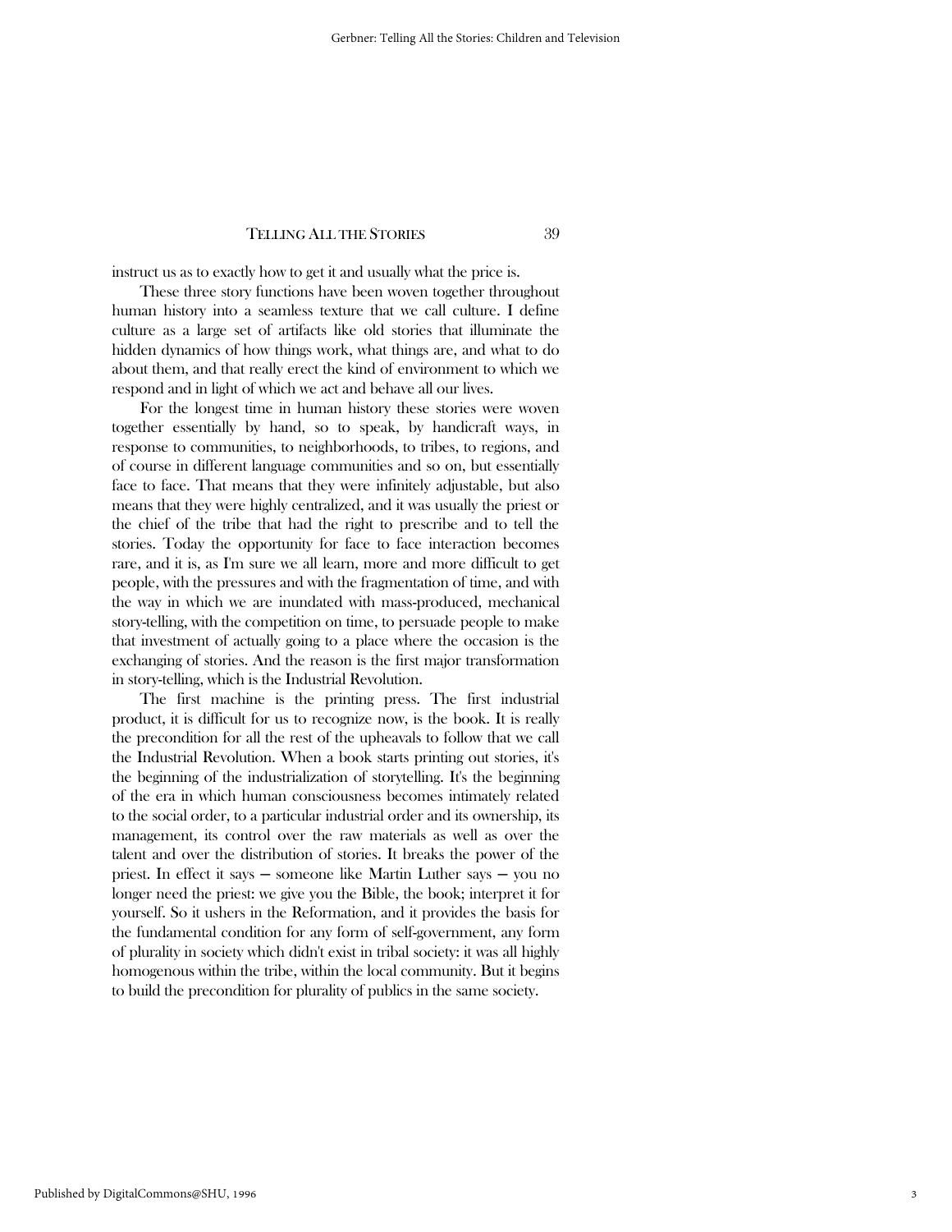instruct us as to exactly how to get it and usually what the price is.

These three story functions have been woven together throughout human history into a seamless texture that we call culture. I define culture as a large set of artifacts like old stories that illuminate the hidden dynamics of how things work, what things are, and what to do about them, and that really erect the kind of environment to which we respond and in light of which we act and behave all our lives.

For the longest time in human history these stories were woven together essentially by hand, so to speak, by handicraft ways, in response to communities, to neighborhoods, to tribes, to regions, and of course in different language communities and so on, but essentially face to face. That means that they were infinitely adjustable, but also means that they were highly centralized, and it was usually the priest or the chief of the tribe that had the right to prescribe and to tell the stories. Today the opportunity for face to face interaction becomes rare, and it is, as I'm sure we all learn, more and more difficult to get people, with the pressures and with the fragmentation of time, and with the way in which we are inundated with mass-produced, mechanical story-telling, with the competition on time, to persuade people to make that investment of actually going to a place where the occasion is the exchanging of stories. And the reason is the first major transformation in story-telling, which is the Industrial Revolution.

The first machine is the printing press. The first industrial product, it is difficult for us to recognize now, is the book. It is really the precondition for all the rest of the upheavals to follow that we call the Industrial Revolution. When a book starts printing out stories, it's the beginning of the industrialization of storytelling. It's the beginning of the era in which human consciousness becomes intimately related to the social order, to a particular industrial order and its ownership, its management, its control over the raw materials as well as over the talent and over the distribution of stories. It breaks the power of the priest. In effect it says — someone like Martin Luther says — you no longer need the priest: we give you the Bible, the book; interpret it for yourself. So it ushers in the Reformation, and it provides the basis for the fundamental condition for any form of self-government, any form of plurality in society which didn't exist in tribal society: it was all highly homogenous within the tribe, within the local community. But it begins to build the precondition for plurality of publics in the same society.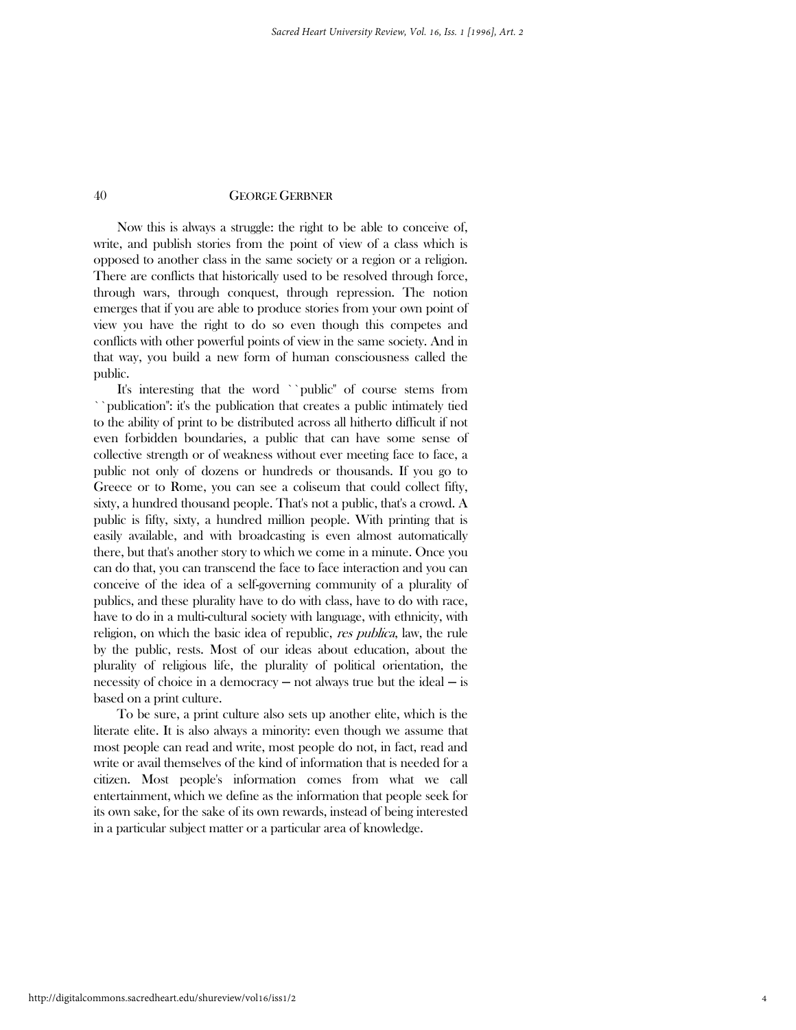Now this is always a struggle: the right to be able to conceive of, write, and publish stories from the point of view of a class which is opposed to another class in the same society or a region or a religion. There are conflicts that historically used to be resolved through force, through wars, through conquest, through repression. The notion emerges that if you are able to produce stories from your own point of view you have the right to do so even though this competes and conflicts with other powerful points of view in the same society. And in that way, you build a new form of human consciousness called the public.

It's interesting that the word ``public'' of course stems from ``publication'': it's the publication that creates a public intimately tied to the ability of print to be distributed across all hitherto difficult if not even forbidden boundaries, a public that can have some sense of collective strength or of weakness without ever meeting face to face, a public not only of dozens or hundreds or thousands. If you go to Greece or to Rome, you can see a coliseum that could collect fifty, sixty, a hundred thousand people. That's not a public, that's a crowd. A public is fifty, sixty, a hundred million people. With printing that is easily available, and with broadcasting is even almost automatically there, but that's another story to which we come in a minute. Once you can do that, you can transcend the face to face interaction and you can conceive of the idea of a self-governing community of a plurality of publics, and these plurality have to do with class, have to do with race, have to do in a multi-cultural society with language, with ethnicity, with religion, on which the basic idea of republic, *res publica*, law, the rule by the public, rests. Most of our ideas about education, about the plurality of religious life, the plurality of political orientation, the necessity of choice in a democracy — not always true but the ideal — is based on a print culture.

To be sure, a print culture also sets up another elite, which is the literate elite. It is also always a minority: even though we assume that most people can read and write, most people do not, in fact, read and write or avail themselves of the kind of information that is needed for a citizen. Most people's information comes from what we call entertainment, which we define as the information that people seek for its own sake, for the sake of its own rewards, instead of being interested in a particular subject matter or a particular area of knowledge.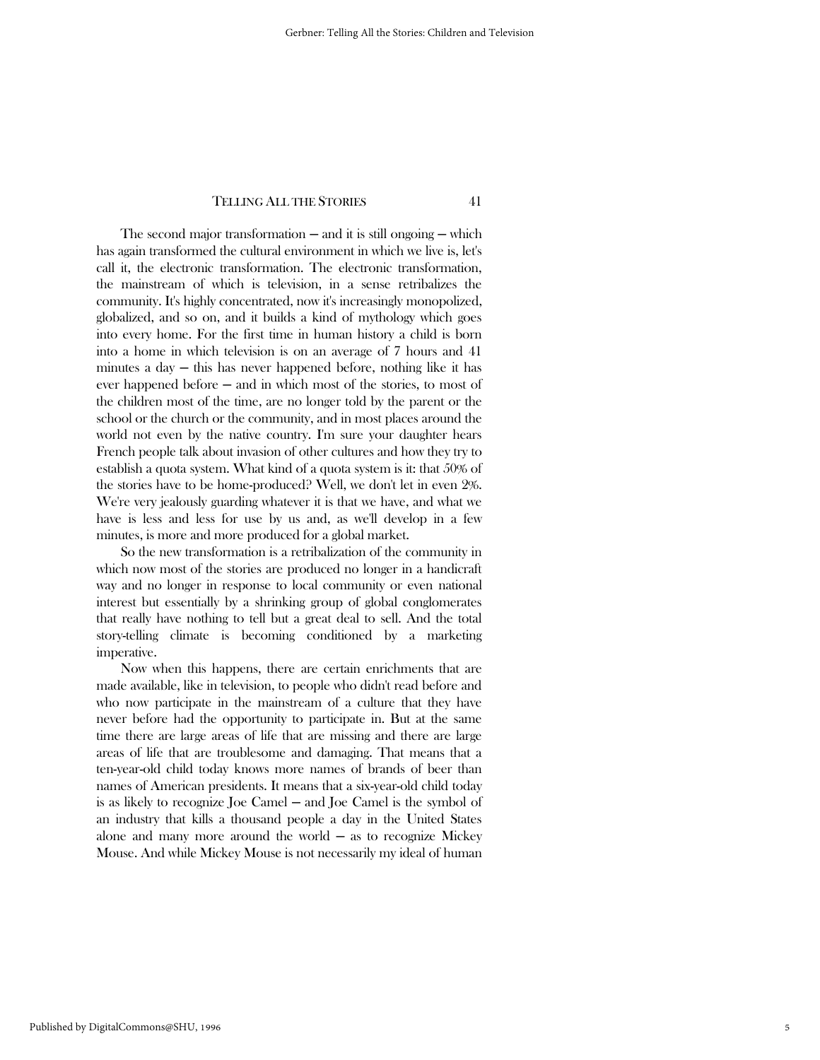The second major transformation — and it is still ongoing — which has again transformed the cultural environment in which we live is, let's call it, the electronic transformation. The electronic transformation, the mainstream of which is television, in a sense retribalizes the community. It's highly concentrated, now it's increasingly monopolized, globalized, and so on, and it builds a kind of mythology which goes into every home. For the first time in human history a child is born into a home in which television is on an average of 7 hours and 41 minutes a day — this has never happened before, nothing like it has ever happened before — and in which most of the stories, to most of the children most of the time, are no longer told by the parent or the school or the church or the community, and in most places around the world not even by the native country. I'm sure your daughter hears French people talk about invasion of other cultures and how they try to establish a quota system. What kind of a quota system is it: that 50% of the stories have to be home-produced? Well, we don't let in even 2%. We're very jealously guarding whatever it is that we have, and what we have is less and less for use by us and, as we'll develop in a few minutes, is more and more produced for a global market.

So the new transformation is a retribalization of the community in which now most of the stories are produced no longer in a handicraft way and no longer in response to local community or even national interest but essentially by a shrinking group of global conglomerates that really have nothing to tell but a great deal to sell. And the total story-telling climate is becoming conditioned by a marketing imperative.

Now when this happens, there are certain enrichments that are made available, like in television, to people who didn't read before and who now participate in the mainstream of a culture that they have never before had the opportunity to participate in. But at the same time there are large areas of life that are missing and there are large areas of life that are troublesome and damaging. That means that a ten-year-old child today knows more names of brands of beer than names of American presidents. It means that a six-year-old child today is as likely to recognize Joe Camel — and Joe Camel is the symbol of an industry that kills a thousand people a day in the United States alone and many more around the world — as to recognize Mickey Mouse. And while Mickey Mouse is not necessarily my ideal of human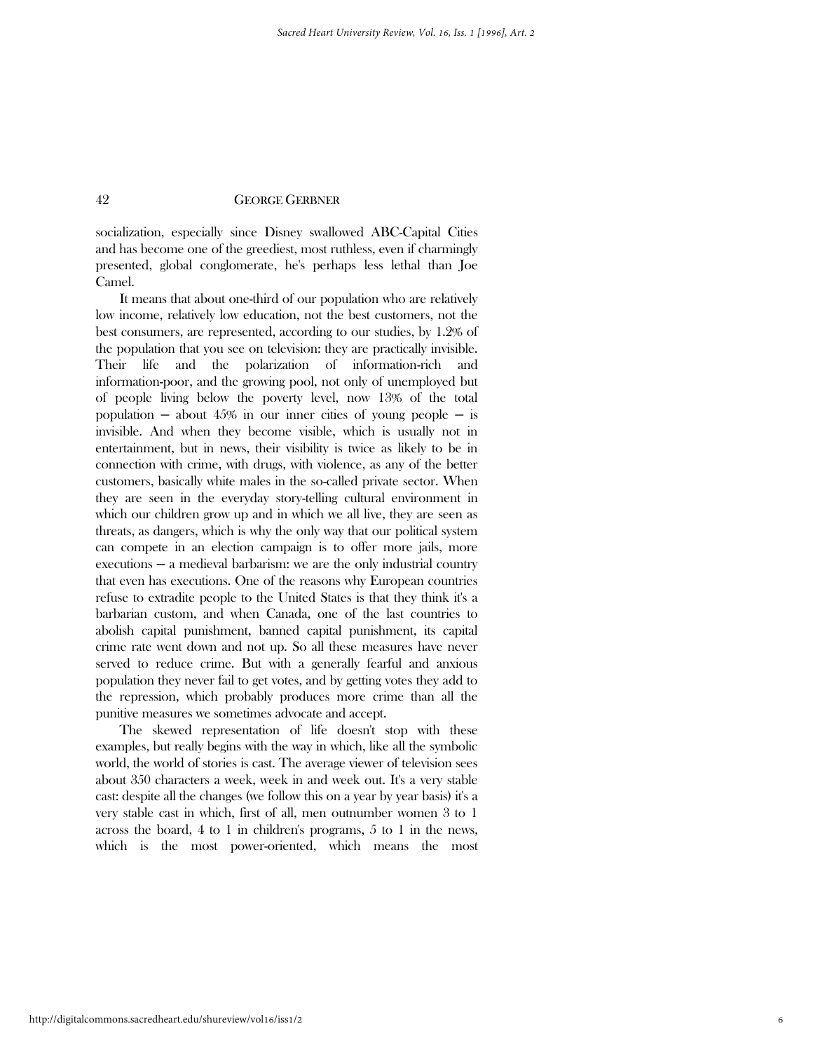socialization, especially since Disney swallowed ABC-Capital Cities and has become one of the greediest, most ruthless, even if charmingly presented, global conglomerate, he's perhaps less lethal than Joe Camel.

It means that about one-third of our population who are relatively low income, relatively low education, not the best customers, not the best consumers, are represented, according to our studies, by 1.2% of the population that you see on television: they are practically invisible. Their life and the polarization of information-rich and information-poor, and the growing pool, not only of unemployed but of people living below the poverty level, now 13% of the total population — about 45% in our inner cities of young people — is invisible. And when they become visible, which is usually not in entertainment, but in news, their visibility is twice as likely to be in connection with crime, with drugs, with violence, as any of the better customers, basically white males in the so-called private sector. When they are seen in the everyday story-telling cultural environment in which our children grow up and in which we all live, they are seen as threats, as dangers, which is why the only way that our political system can compete in an election campaign is to offer more jails, more executions — a medieval barbarism: we are the only industrial country that even has executions. One of the reasons why European countries refuse to extradite people to the United States is that they think it's a barbarian custom, and when Canada, one of the last countries to abolish capital punishment, banned capital punishment, its capital crime rate went down and not up. So all these measures have never served to reduce crime. But with a generally fearful and anxious population they never fail to get votes, and by getting votes they add to the repression, which probably produces more crime than all the punitive measures we sometimes advocate and accept.

The skewed representation of life doesn't stop with these examples, but really begins with the way in which, like all the symbolic world, the world of stories is cast. The average viewer of television sees about 350 characters a week, week in and week out. It's a very stable cast: despite all the changes (we follow this on a year by year basis) it's a very stable cast in which, first of all, men outnumber women 3 to 1 across the board, 4 to 1 in children's programs, 5 to 1 in the news, which is the most power-oriented, which means the most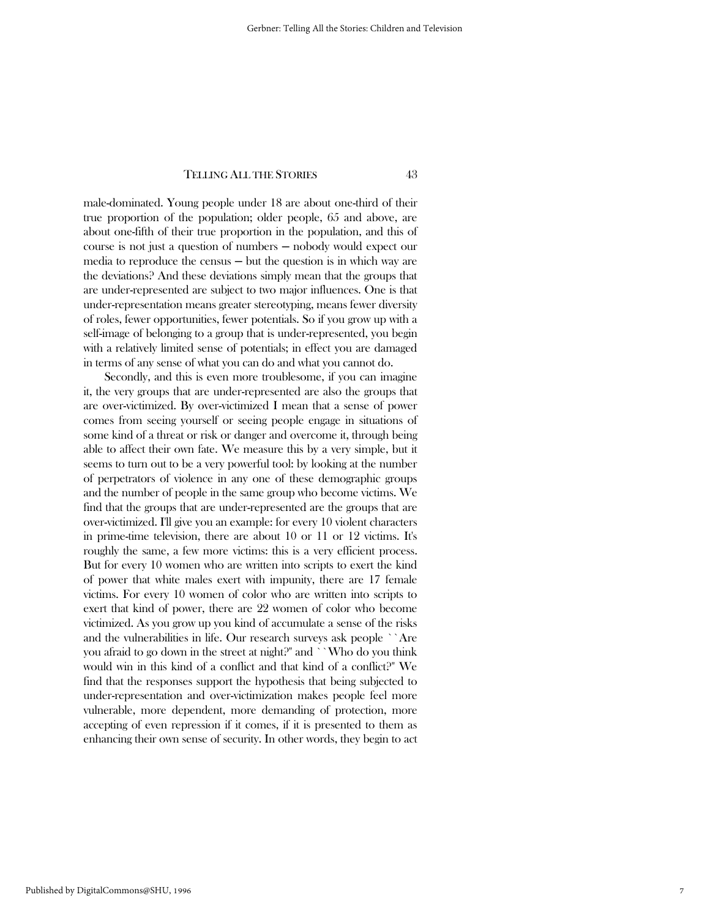male-dominated. Young people under 18 are about one-third of their true proportion of the population; older people, 65 and above, are about one-fifth of their true proportion in the population, and this of course is not just a question of numbers — nobody would expect our media to reproduce the census — but the question is in which way are the deviations? And these deviations simply mean that the groups that are under-represented are subject to two major influences. One is that under-representation means greater stereotyping, means fewer diversity of roles, fewer opportunities, fewer potentials. So if you grow up with a self-image of belonging to a group that is under-represented, you begin with a relatively limited sense of potentials; in effect you are damaged in terms of any sense of what you can do and what you cannot do.

Secondly, and this is even more troublesome, if you can imagine it, the very groups that are under-represented are also the groups that are over-victimized. By over-victimized I mean that a sense of power comes from seeing yourself or seeing people engage in situations of some kind of a threat or risk or danger and overcome it, through being able to affect their own fate. We measure this by a very simple, but it seems to turn out to be a very powerful tool: by looking at the number of perpetrators of violence in any one of these demographic groups and the number of people in the same group who become victims. We find that the groups that are under-represented are the groups that are over-victimized. I'll give you an example: for every 10 violent characters in prime-time television, there are about 10 or 11 or 12 victims. It's roughly the same, a few more victims: this is a very efficient process. But for every 10 women who are written into scripts to exert the kind of power that white males exert with impunity, there are 17 female victims. For every 10 women of color who are written into scripts to exert that kind of power, there are 22 women of color who become victimized. As you grow up you kind of accumulate a sense of the risks and the vulnerabilities in life. Our research surveys ask people ``Are you afraid to go down in the street at night?" and ``Who do you think would win in this kind of a conflict and that kind of a conflict?" We find that the responses support the hypothesis that being subjected to under-representation and over-victimization makes people feel more vulnerable, more dependent, more demanding of protection, more accepting of even repression if it comes, if it is presented to them as enhancing their own sense of security. In other words, they begin to act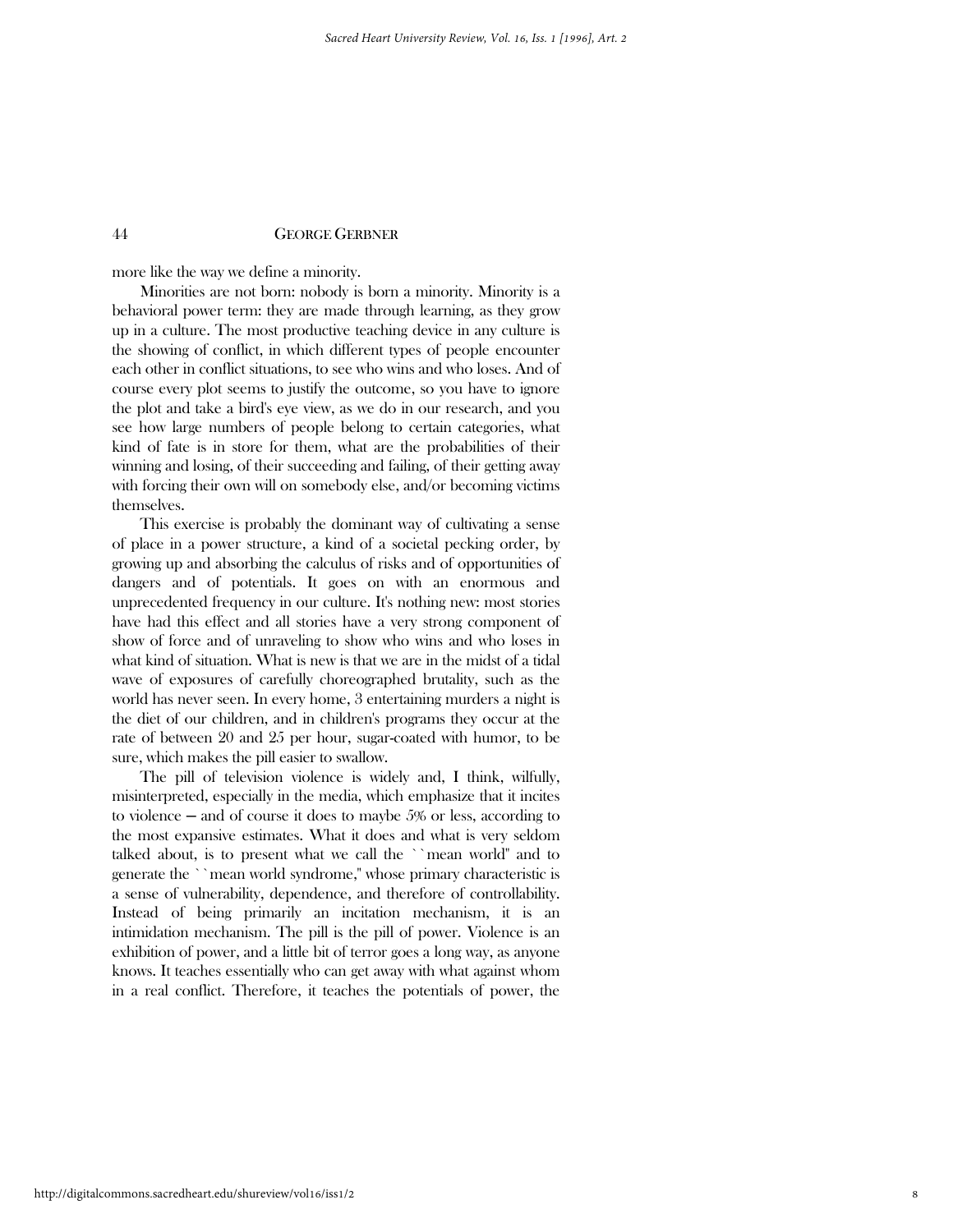more like the way we define a minority.

Minorities are not born: nobody is born a minority. Minority is a behavioral power term: they are made through learning, as they grow up in a culture. The most productive teaching device in any culture is the showing of conflict, in which different types of people encounter each other in conflict situations, to see who wins and who loses. And of course every plot seems to justify the outcome, so you have to ignore the plot and take a bird's eye view, as we do in our research, and you see how large numbers of people belong to certain categories, what kind of fate is in store for them, what are the probabilities of their winning and losing, of their succeeding and failing, of their getting away with forcing their own will on somebody else, and/or becoming victims themselves.

This exercise is probably the dominant way of cultivating a sense of place in a power structure, a kind of a societal pecking order, by growing up and absorbing the calculus of risks and of opportunities of dangers and of potentials. It goes on with an enormous and unprecedented frequency in our culture. It's nothing new: most stories have had this effect and all stories have a very strong component of show of force and of unraveling to show who wins and who loses in what kind of situation. What is new is that we are in the midst of a tidal wave of exposures of carefully choreographed brutality, such as the world has never seen. In every home, 3 entertaining murders a night is the diet of our children, and in children's programs they occur at the rate of between 20 and 25 per hour, sugar-coated with humor, to be sure, which makes the pill easier to swallow.

The pill of television violence is widely and, I think, wilfully, misinterpreted, especially in the media, which emphasize that it incites to violence — and of course it does to maybe 5% or less, according to the most expansive estimates. What it does and what is very seldom talked about, is to present what we call the "mean world" and to generate the "mean world syndrome," whose primary characteristic is a sense of vulnerability, dependence, and therefore of controllability. Instead of being primarily an incitation mechanism, it is an intimidation mechanism. The pill is the pill of power. Violence is an exhibition of power, and a little bit of terror goes a long way, as anyone knows. It teaches essentially who can get away with what against whom in a real conflict. Therefore, it teaches the potentials of power, the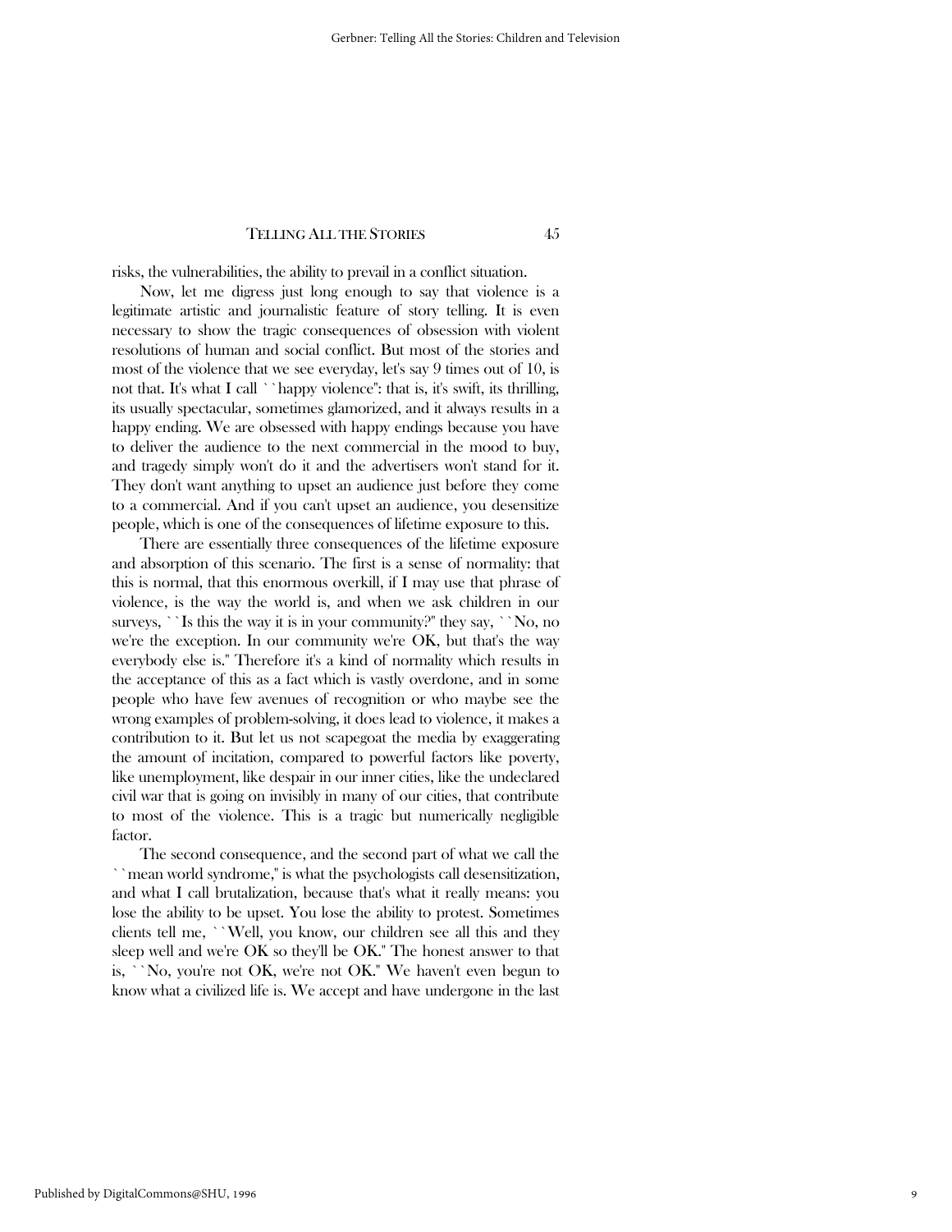risks, the vulnerabilities, the ability to prevail in a conflict situation.

Now, let me digress just long enough to say that violence is a legitimate artistic and journalistic feature of story telling. It is even necessary to show the tragic consequences of obsession with violent resolutions of human and social conflict. But most of the stories and most of the violence that we see everyday, let's say 9 times out of 10, is not that. It's what I call ``happy violence'': that is, it's swift, its thrilling, its usually spectacular, sometimes glamorized, and it always results in a happy ending. We are obsessed with happy endings because you have to deliver the audience to the next commercial in the mood to buy, and tragedy simply won't do it and the advertisers won't stand for it. They don't want anything to upset an audience just before they come to a commercial. And if you can't upset an audience, you desensitize people, which is one of the consequences of lifetime exposure to this.

There are essentially three consequences of the lifetime exposure and absorption of this scenario. The first is a sense of normality: that this is normal, that this enormous overkill, if I may use that phrase of violence, is the way the world is, and when we ask children in our surveys, ``Is this the way it is in your community?'' they say, ``No, no we're the exception. In our community we're OK, but that's the way everybody else is.'' Therefore it's a kind of normality which results in the acceptance of this as a fact which is vastly overdone, and in some people who have few avenues of recognition or who maybe see the wrong examples of problem-solving, it does lead to violence, it makes a contribution to it. But let us not scapegoat the media by exaggerating the amount of incitation, compared to powerful factors like poverty, like unemployment, like despair in our inner cities, like the undeclared civil war that is going on invisibly in many of our cities, that contribute to most of the violence. This is a tragic but numerically negligible factor.

The second consequence, and the second part of what we call the ``mean world syndrome,'' is what the psychologists call desensitization, and what I call brutalization, because that's what it really means: you lose the ability to be upset. You lose the ability to protest. Sometimes clients tell me, ``Well, you know, our children see all this and they sleep well and we're OK so they'll be OK.'' The honest answer to that is, ``No, you're not OK, we're not OK.'' We haven't even begun to know what a civilized life is. We accept and have undergone in the last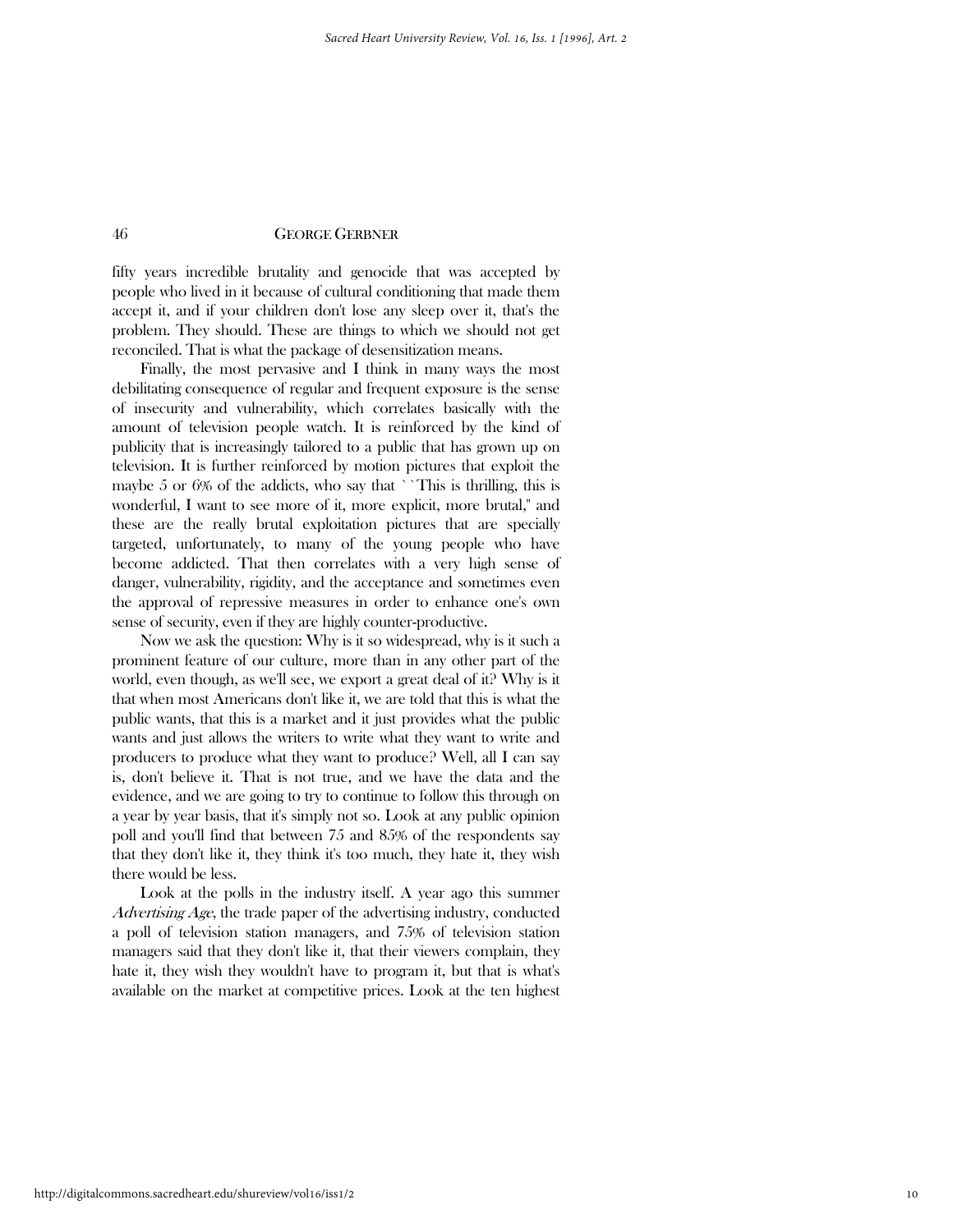fifty years incredible brutality and genocide that was accepted by people who lived in it because of cultural conditioning that made them accept it, and if your children don't lose any sleep over it, that's the problem. They should. These are things to which we should not get reconciled. That is what the package of desensitization means.

Finally, the most pervasive and I think in many ways the most debilitating consequence of regular and frequent exposure is the sense of insecurity and vulnerability, which correlates basically with the amount of television people watch. It is reinforced by the kind of publicity that is increasingly tailored to a public that has grown up on television. It is further reinforced by motion pictures that exploit the maybe 5 or 6% of the addicts, who say that ``This is thrilling, this is wonderful, I want to see more of it, more explicit, more brutal,'' and these are the really brutal exploitation pictures that are specially targeted, unfortunately, to many of the young people who have become addicted. That then correlates with a very high sense of danger, vulnerability, rigidity, and the acceptance and sometimes even the approval of repressive measures in order to enhance one's own sense of security, even if they are highly counter-productive.

Now we ask the question: Why is it so widespread, why is it such a prominent feature of our culture, more than in any other part of the world, even though, as we'll see, we export a great deal of it? Why is it that when most Americans don't like it, we are told that this is what the public wants, that this is a market and it just provides what the public wants and just allows the writers to write what they want to write and producers to produce what they want to produce? Well, all I can say is, don't believe it. That is not true, and we have the data and the evidence, and we are going to try to continue to follow this through on a year by year basis, that it's simply not so. Look at any public opinion poll and you'll find that between 75 and 85% of the respondents say that they don't like it, they think it's too much, they hate it, they wish there would be less.

Look at the polls in the industry itself. A year ago this summer *Advertising Age*, the trade paper of the advertising industry, conducted a poll of television station managers, and 75% of television station managers said that they don't like it, that their viewers complain, they hate it, they wish they wouldn't have to program it, but that is what's available on the market at competitive prices. Look at the ten highest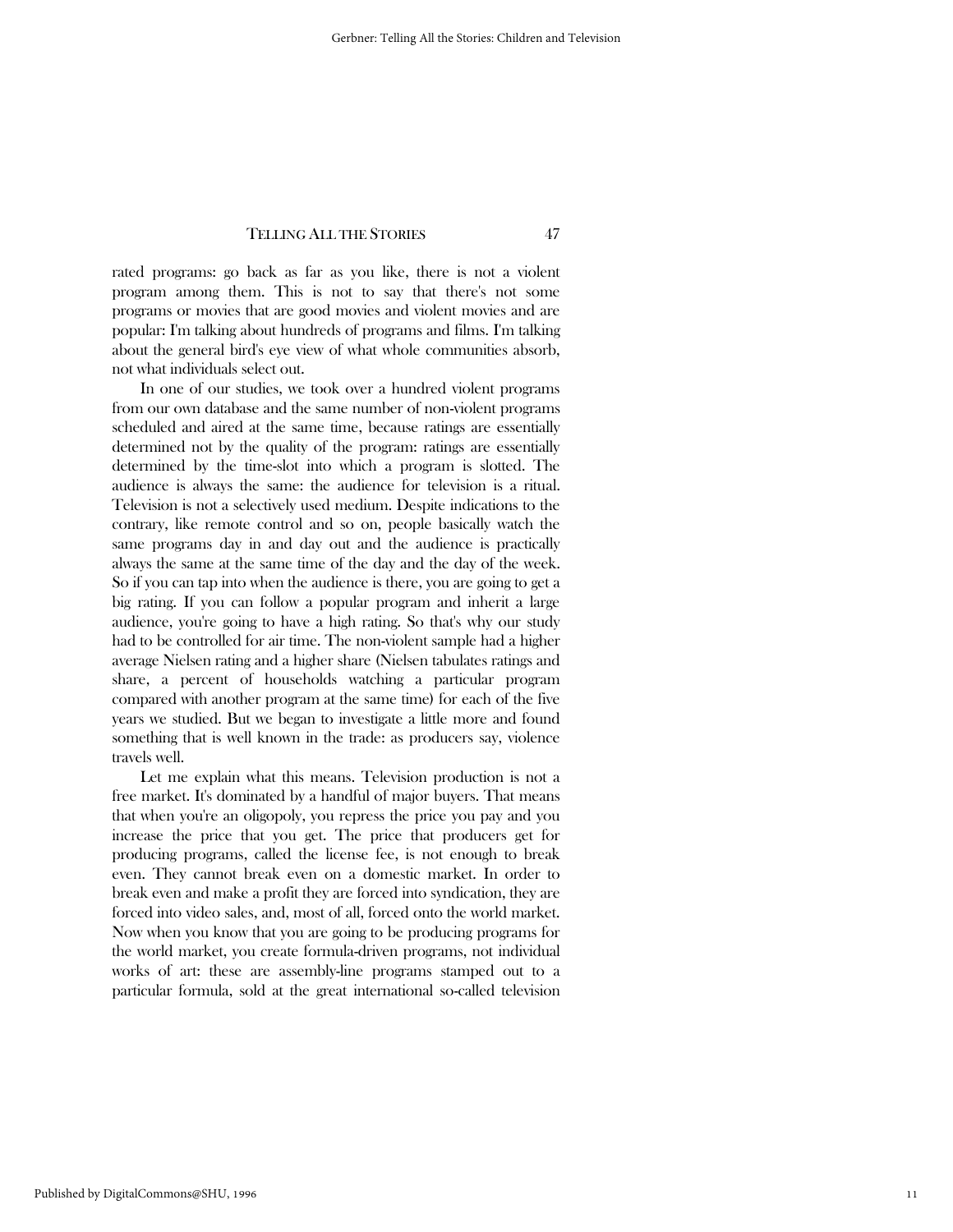rated programs: go back as far as you like, there is not a violent program among them. This is not to say that there's not some programs or movies that are good movies and violent movies and are popular: I'm talking about hundreds of programs and films. I'm talking about the general bird's eye view of what whole communities absorb, not what individuals select out.

In one of our studies, we took over a hundred violent programs from our own database and the same number of non-violent programs scheduled and aired at the same time, because ratings are essentially determined not by the quality of the program: ratings are essentially determined by the time-slot into which a program is slotted. The audience is always the same: the audience for television is a ritual. Television is not a selectively used medium. Despite indications to the contrary, like remote control and so on, people basically watch the same programs day in and day out and the audience is practically always the same at the same time of the day and the day of the week. So if you can tap into when the audience is there, you are going to get a big rating. If you can follow a popular program and inherit a large audience, you're going to have a high rating. So that's why our study had to be controlled for air time. The non-violent sample had a higher average Nielsen rating and a higher share (Nielsen tabulates ratings and share, a percent of households watching a particular program compared with another program at the same time) for each of the five years we studied. But we began to investigate a little more and found something that is well known in the trade: as producers say, violence travels well.

Let me explain what this means. Television production is not a free market. It's dominated by a handful of major buyers. That means that when you're an oligopoly, you repress the price you pay and you increase the price that you get. The price that producers get for producing programs, called the license fee, is not enough to break even. They cannot break even on a domestic market. In order to break even and make a profit they are forced into syndication, they are forced into video sales, and, most of all, forced onto the world market. Now when you know that you are going to be producing programs for the world market, you create formula-driven programs, not individual works of art: these are assembly-line programs stamped out to a particular formula, sold at the great international so-called television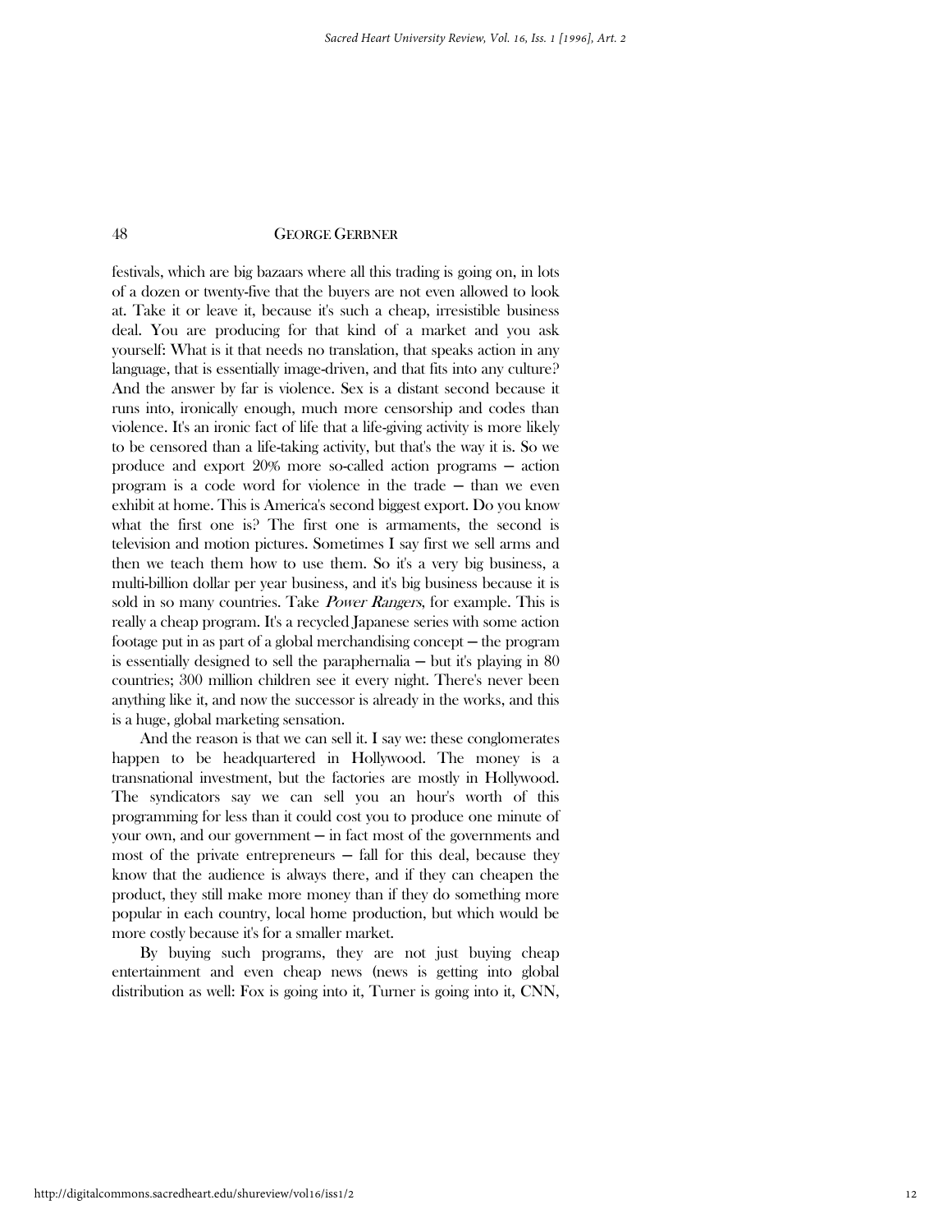festivals, which are big bazaars where all this trading is going on, in lots of a dozen or twenty-five that the buyers are not even allowed to look at. Take it or leave it, because it's such a cheap, irresistible business deal. You are producing for that kind of a market and you ask yourself: What is it that needs no translation, that speaks action in any language, that is essentially image-driven, and that fits into any culture? And the answer by far is violence. Sex is a distant second because it runs into, ironically enough, much more censorship and codes than violence. It's an ironic fact of life that a life-giving activity is more likely to be censored than a life-taking activity, but that's the way it is. So we produce and export 20% more so-called action programs — action program is a code word for violence in the trade — than we even exhibit at home. This is America's second biggest export. Do you know what the first one is? The first one is armaments, the second is television and motion pictures. Sometimes I say first we sell arms and then we teach them how to use them. So it's a very big business, a multi-billion dollar per year business, and it's big business because it is sold in so many countries. Take *Power Rangers*, for example. This is really a cheap program. It's a recycled Japanese series with some action footage put in as part of a global merchandising concept — the program is essentially designed to sell the paraphernalia — but it's playing in 80 countries; 300 million children see it every night. There's never been anything like it, and now the successor is already in the works, and this is a huge, global marketing sensation.

And the reason is that we can sell it. I say we: these conglomerates happen to be headquartered in Hollywood. The money is a transnational investment, but the factories are mostly in Hollywood. The syndicators say we can sell you an hour's worth of this programming for less than it could cost you to produce one minute of your own, and our government — in fact most of the governments and most of the private entrepreneurs — fall for this deal, because they know that the audience is always there, and if they can cheapen the product, they still make more money than if they do something more popular in each country, local home production, but which would be more costly because it's for a smaller market.

By buying such programs, they are not just buying cheap entertainment and even cheap news (news is getting into global distribution as well: Fox is going into it, Turner is going into it, CNN,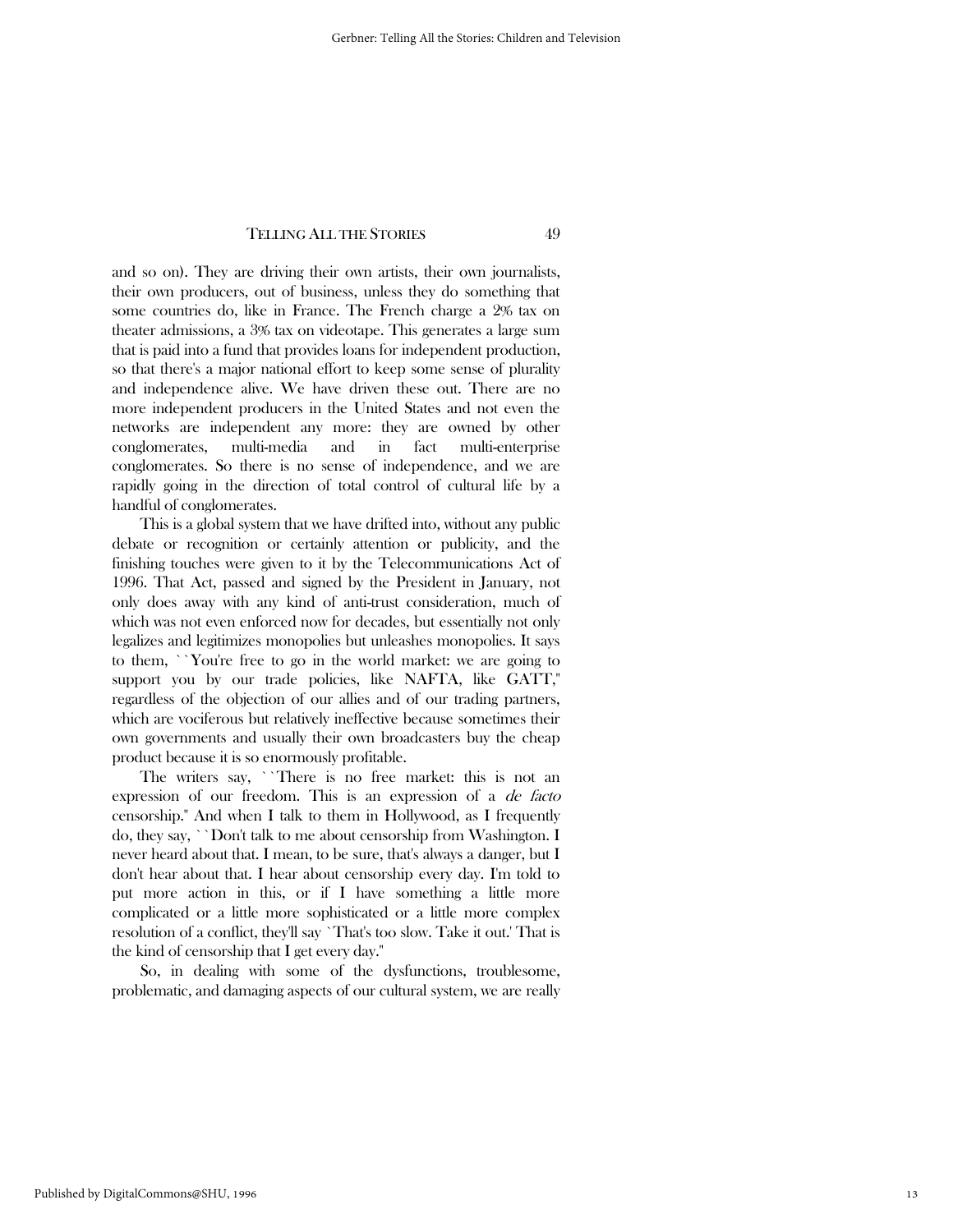and so on). They are driving their own artists, their own journalists, their own producers, out of business, unless they do something that some countries do, like in France. The French charge a 2% tax on theater admissions, a 3% tax on videotape. This generates a large sum that is paid into a fund that provides loans for independent production, so that there's a major national effort to keep some sense of plurality and independence alive. We have driven these out. There are no more independent producers in the United States and not even the networks are independent any more: they are owned by other conglomerates, multi-media and in fact multi-enterprise conglomerates. So there is no sense of independence, and we are rapidly going in the direction of total control of cultural life by a handful of conglomerates.

This is a global system that we have drifted into, without any public debate or recognition or certainly attention or publicity, and the finishing touches were given to it by the Telecommunications Act of 1996. That Act, passed and signed by the President in January, not only does away with any kind of anti-trust consideration, much of which was not even enforced now for decades, but essentially not only legalizes and legitimizes monopolies but unleashes monopolies. It says to them, "You're free to go in the world market: we are going to support you by our trade policies, like NAFTA, like GATT," regardless of the objection of our allies and of our trading partners, which are vociferous but relatively ineffective because sometimes their own governments and usually their own broadcasters buy the cheap product because it is so enormously profitable.

The writers say, "There is no free market: this is not an expression of our freedom. This is an expression of a *de facto* censorship." And when I talk to them in Hollywood, as I frequently do, they say, "Don't talk to me about censorship from Washington. I never heard about that. I mean, to be sure, that's always a danger, but I don't hear about that. I hear about censorship every day. I'm told to put more action in this, or if I have something a little more complicated or a little more sophisticated or a little more complex resolution of a conflict, they'll say 'That's too slow. Take it out.' That is the kind of censorship that I get every day."

So, in dealing with some of the dysfunctions, troublesome, problematic, and damaging aspects of our cultural system, we are really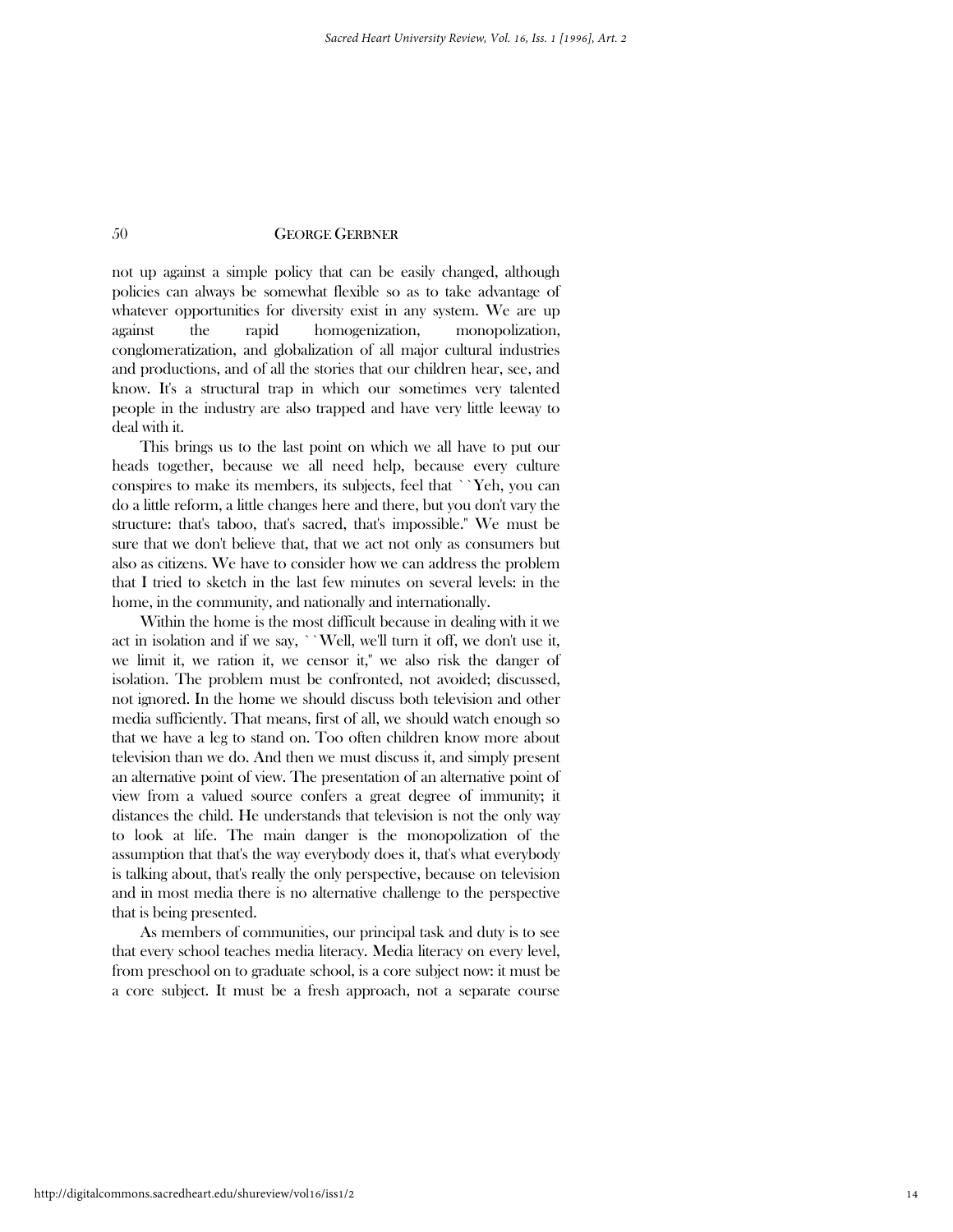not up against a simple policy that can be easily changed, although policies can always be somewhat flexible so as to take advantage of whatever opportunities for diversity exist in any system. We are up against the rapid homogenization, monopolization, conglomeratization, and globalization of all major cultural industries and productions, and of all the stories that our children hear, see, and know. It's a structural trap in which our sometimes very talented people in the industry are also trapped and have very little leeway to deal with it.

This brings us to the last point on which we all have to put our heads together, because we all need help, because every culture conspires to make its members, its subjects, feel that ``Yeh, you can do a little reform, a little changes here and there, but you don't vary the structure: that's taboo, that's sacred, that's impossible.'' We must be sure that we don't believe that, that we act not only as consumers but also as citizens. We have to consider how we can address the problem that I tried to sketch in the last few minutes on several levels: in the home, in the community, and nationally and internationally.

Within the home is the most difficult because in dealing with it we act in isolation and if we say, ``Well, we'll turn it off, we don't use it, we limit it, we ration it, we censor it,'' we also risk the danger of isolation. The problem must be confronted, not avoided; discussed, not ignored. In the home we should discuss both television and other media sufficiently. That means, first of all, we should watch enough so that we have a leg to stand on. Too often children know more about television than we do. And then we must discuss it, and simply present an alternative point of view. The presentation of an alternative point of view from a valued source confers a great degree of immunity; it distances the child. He understands that television is not the only way to look at life. The main danger is the monopolization of the assumption that that's the way everybody does it, that's what everybody is talking about, that's really the only perspective, because on television and in most media there is no alternative challenge to the perspective that is being presented.

As members of communities, our principal task and duty is to see that every school teaches media literacy. Media literacy on every level, from preschool on to graduate school, is a core subject now: it must be a core subject. It must be a fresh approach, not a separate course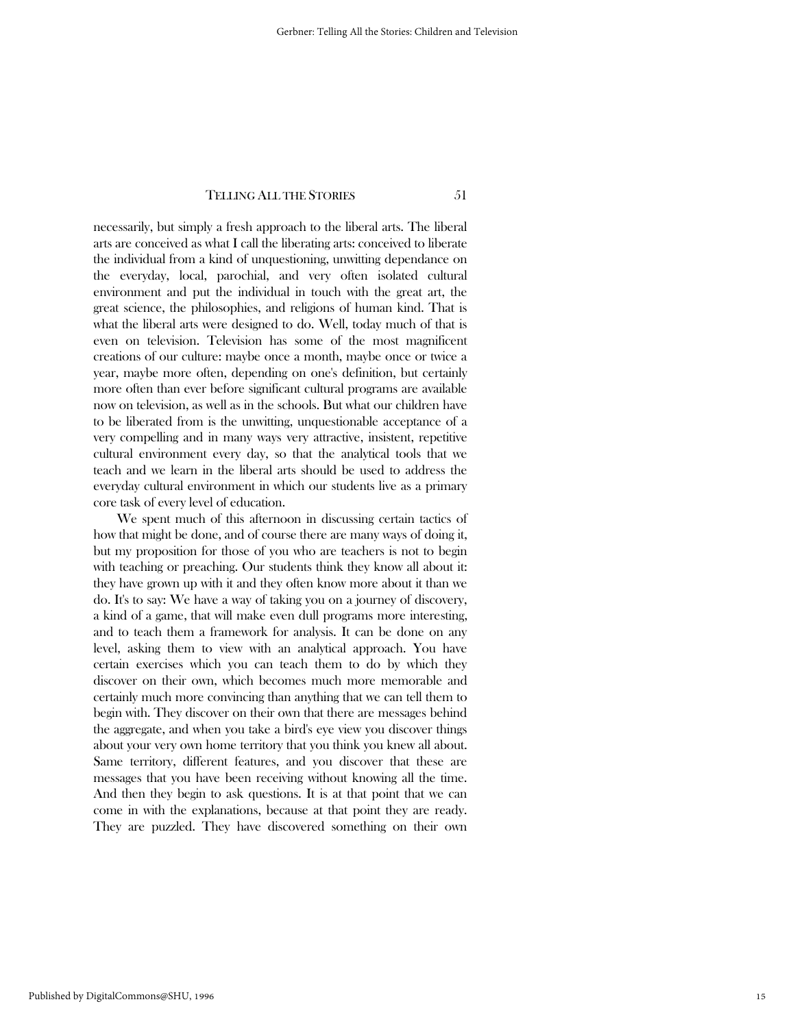necessarily, but simply a fresh approach to the liberal arts. The liberal arts are conceived as what I call the liberating arts: conceived to liberate the individual from a kind of unquestioning, unwitting dependance on the everyday, local, parochial, and very often isolated cultural environment and put the individual in touch with the great art, the great science, the philosophies, and religions of human kind. That is what the liberal arts were designed to do. Well, today much of that is even on television. Television has some of the most magnificent creations of our culture: maybe once a month, maybe once or twice a year, maybe more often, depending on one's definition, but certainly more often than ever before significant cultural programs are available now on television, as well as in the schools. But what our children have to be liberated from is the unwitting, unquestionable acceptance of a very compelling and in many ways very attractive, insistent, repetitive cultural environment every day, so that the analytical tools that we teach and we learn in the liberal arts should be used to address the everyday cultural environment in which our students live as a primary core task of every level of education.

We spent much of this afternoon in discussing certain tactics of how that might be done, and of course there are many ways of doing it, but my proposition for those of you who are teachers is not to begin with teaching or preaching. Our students think they know all about it: they have grown up with it and they often know more about it than we do. It's to say: We have a way of taking you on a journey of discovery, a kind of a game, that will make even dull programs more interesting, and to teach them a framework for analysis. It can be done on any level, asking them to view with an analytical approach. You have certain exercises which you can teach them to do by which they discover on their own, which becomes much more memorable and certainly much more convincing than anything that we can tell them to begin with. They discover on their own that there are messages behind the aggregate, and when you take a bird's eye view you discover things about your very own home territory that you think you knew all about. Same territory, different features, and you discover that these are messages that you have been receiving without knowing all the time. And then they begin to ask questions. It is at that point that we can come in with the explanations, because at that point they are ready. They are puzzled. They have discovered something on their own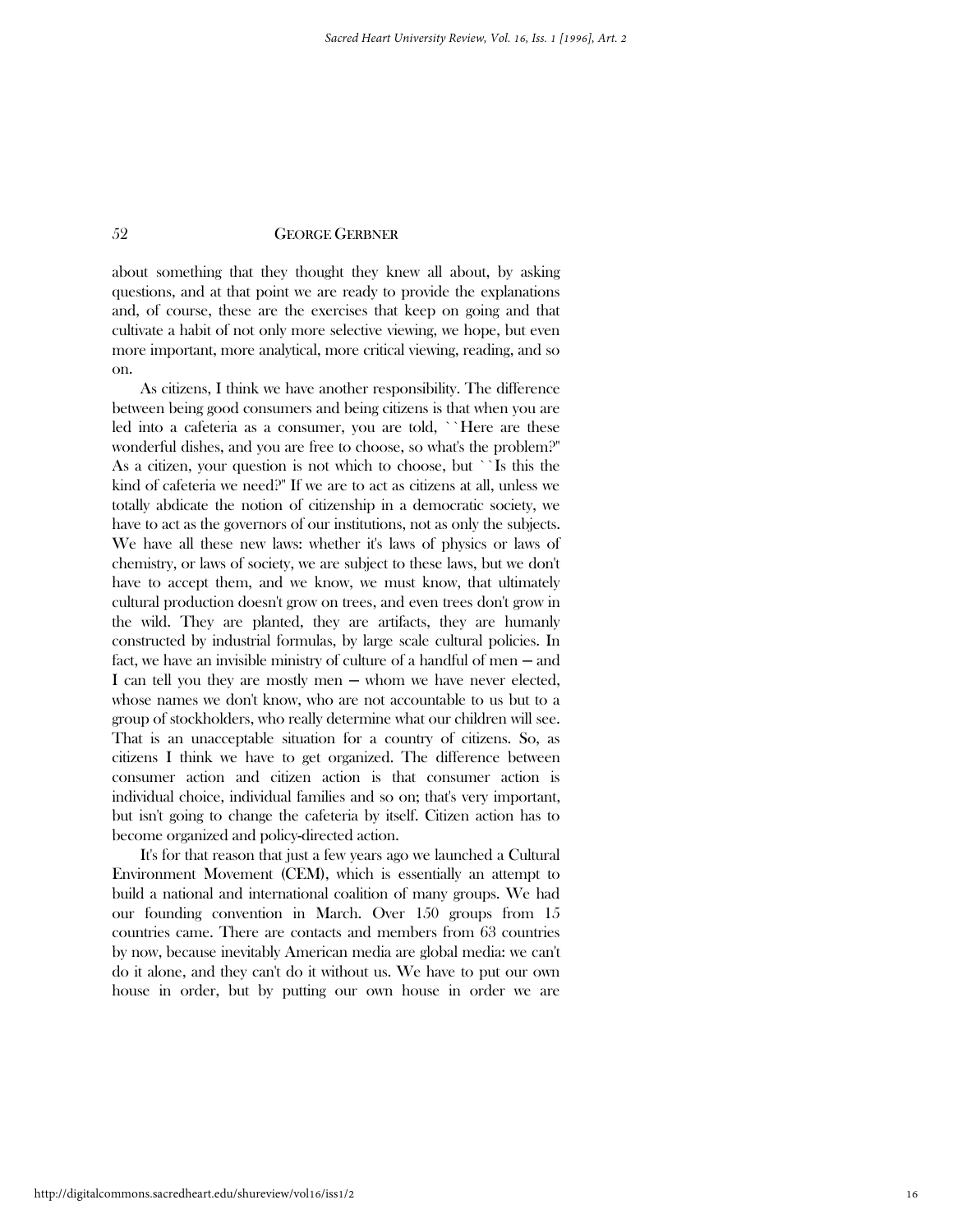about something that they thought they knew all about, by asking questions, and at that point we are ready to provide the explanations and, of course, these are the exercises that keep on going and that cultivate a habit of not only more selective viewing, we hope, but even more important, more analytical, more critical viewing, reading, and so on.

As citizens, I think we have another responsibility. The difference between being good consumers and being citizens is that when you are led into a cafeteria as a consumer, you are told, ``Here are these wonderful dishes, and you are free to choose, so what's the problem?'' As a citizen, your question is not which to choose, but ``Is this the kind of cafeteria we need?'' If we are to act as citizens at all, unless we totally abdicate the notion of citizenship in a democratic society, we have to act as the governors of our institutions, not as only the subjects. We have all these new laws: whether it's laws of physics or laws of chemistry, or laws of society, we are subject to these laws, but we don't have to accept them, and we know, we must know, that ultimately cultural production doesn't grow on trees, and even trees don't grow in the wild. They are planted, they are artifacts, they are humanly constructed by industrial formulas, by large scale cultural policies. In fact, we have an invisible ministry of culture of a handful of men — and I can tell you they are mostly men — whom we have never elected, whose names we don't know, who are not accountable to us but to a group of stockholders, who really determine what our children will see. That is an unacceptable situation for a country of citizens. So, as citizens I think we have to get organized. The difference between consumer action and citizen action is that consumer action is individual choice, individual families and so on; that's very important, but isn't going to change the cafeteria by itself. Citizen action has to become organized and policy-directed action.

It's for that reason that just a few years ago we launched a Cultural Environment Movement (CEM), which is essentially an attempt to build a national and international coalition of many groups. We had our founding convention in March. Over 150 groups from 15 countries came. There are contacts and members from 63 countries by now, because inevitably American media are global media: we can't do it alone, and they can't do it without us. We have to put our own house in order, but by putting our own house in order we are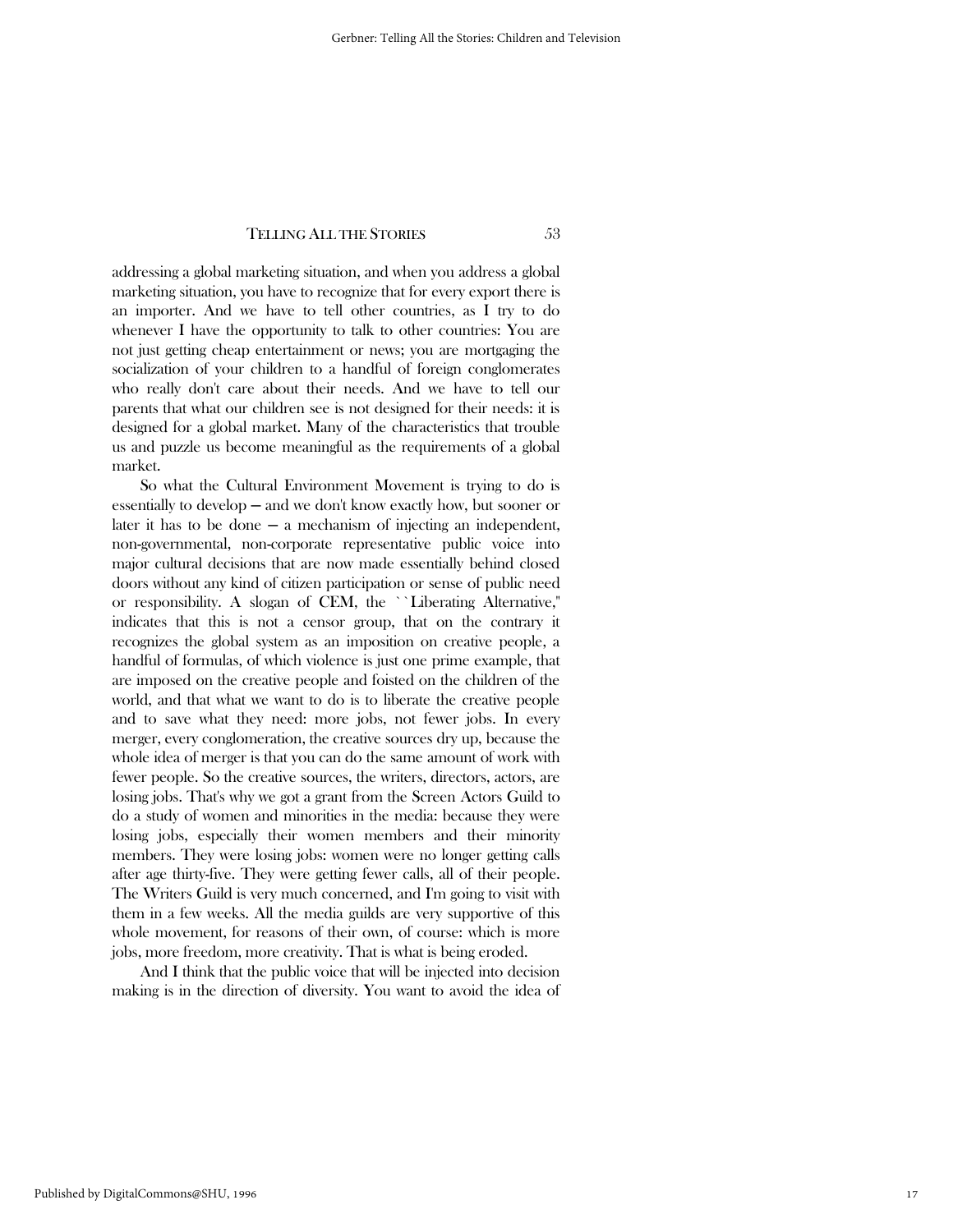addressing a global marketing situation, and when you address a global marketing situation, you have to recognize that for every export there is an importer. And we have to tell other countries, as I try to do whenever I have the opportunity to talk to other countries: You are not just getting cheap entertainment or news; you are mortgaging the socialization of your children to a handful of foreign conglomerates who really don't care about their needs. And we have to tell our parents that what our children see is not designed for their needs: it is designed for a global market. Many of the characteristics that trouble us and puzzle us become meaningful as the requirements of a global market.

So what the Cultural Environment Movement is trying to do is essentially to develop — and we don't know exactly how, but sooner or later it has to be done — a mechanism of injecting an independent, non-governmental, non-corporate representative public voice into major cultural decisions that are now made essentially behind closed doors without any kind of citizen participation or sense of public need or responsibility. A slogan of CEM, the ``Liberating Alternative,'' indicates that this is not a censor group, that on the contrary it recognizes the global system as an imposition on creative people, a handful of formulas, of which violence is just one prime example, that are imposed on the creative people and foisted on the children of the world, and that what we want to do is to liberate the creative people and to save what they need: more jobs, not fewer jobs. In every merger, every conglomeration, the creative sources dry up, because the whole idea of merger is that you can do the same amount of work with fewer people. So the creative sources, the writers, directors, actors, are losing jobs. That's why we got a grant from the Screen Actors Guild to do a study of women and minorities in the media: because they were losing jobs, especially their women members and their minority members. They were losing jobs: women were no longer getting calls after age thirty-five. They were getting fewer calls, all of their people. The Writers Guild is very much concerned, and I'm going to visit with them in a few weeks. All the media guilds are very supportive of this whole movement, for reasons of their own, of course: which is more jobs, more freedom, more creativity. That is what is being eroded.

And I think that the public voice that will be injected into decision making is in the direction of diversity. You want to avoid the idea of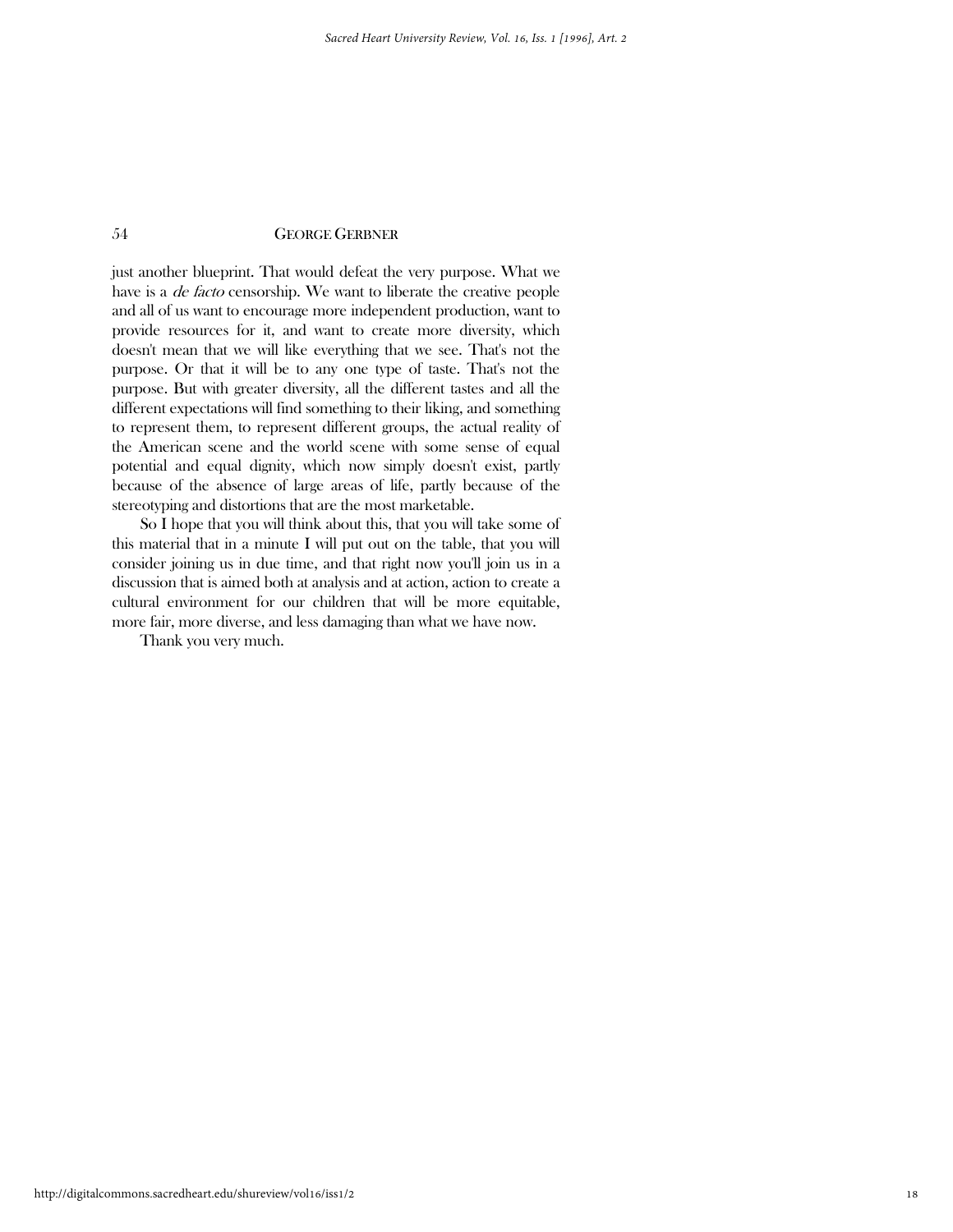just another blueprint. That would defeat the very purpose. What we have is a *de facto* censorship. We want to liberate the creative people and all of us want to encourage more independent production, want to provide resources for it, and want to create more diversity, which doesn't mean that we will like everything that we see. That's not the purpose. Or that it will be to any one type of taste. That's not the purpose. But with greater diversity, all the different tastes and all the different expectations will find something to their liking, and something to represent them, to represent different groups, the actual reality of the American scene and the world scene with some sense of equal potential and equal dignity, which now simply doesn't exist, partly because of the absence of large areas of life, partly because of the stereotyping and distortions that are the most marketable.

So I hope that you will think about this, that you will take some of this material that in a minute I will put out on the table, that you will consider joining us in due time, and that right now you'll join us in a discussion that is aimed both at analysis and at action, action to create a cultural environment for our children that will be more equitable, more fair, more diverse, and less damaging than what we have now.

Thank you very much.